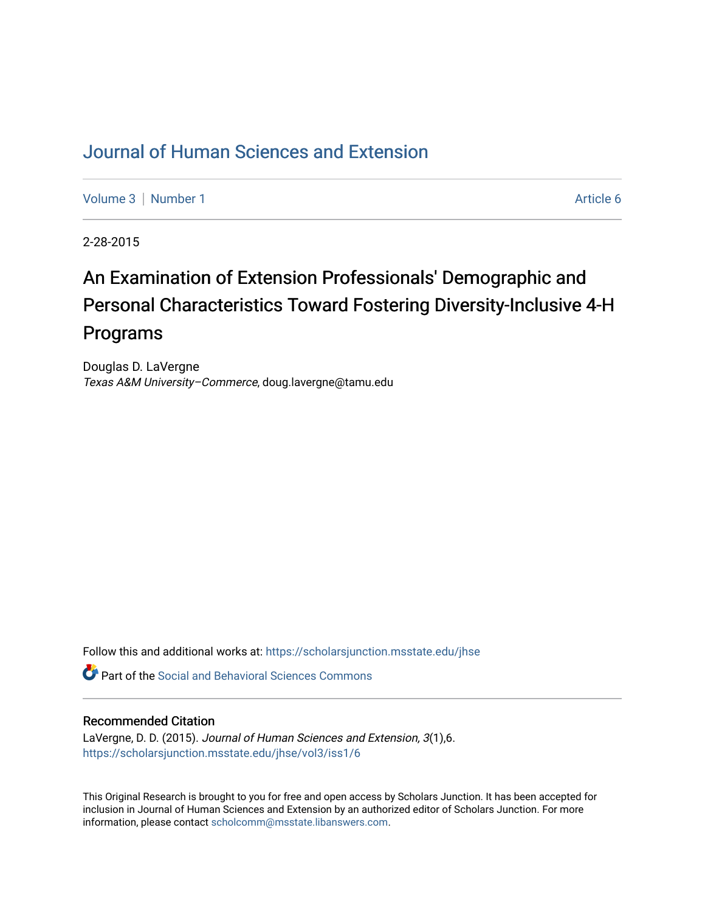# Journal of Human Sciences and Extension

Volume 3 | Number 1 | Article 6

2-28-2015

## An Examination of Extension Professionals' Demographic and Personal Characteristics Toward Fostering Diversity-Inclusive 4-H Programs

Douglas D. LaVergne
*Texas A&M University–Commerce*, doug.lavergne@tamu.edu

Follow this and additional works at: https://scholarsjunction.msstate.edu/jhse

Part of the Social and Behavioral Sciences Commons

### Recommended Citation

LaVergne, D. D. (2015). *Journal of Human Sciences and Extension, 3*(1),6.
https://scholarsjunction.msstate.edu/jhse/vol3/iss1/6

This Original Research is brought to you for free and open access by Scholars Junction. It has been accepted for inclusion in Journal of Human Sciences and Extension by an authorized editor of Scholars Junction. For more information, please contact scholcomm@msstate.libanswers.com.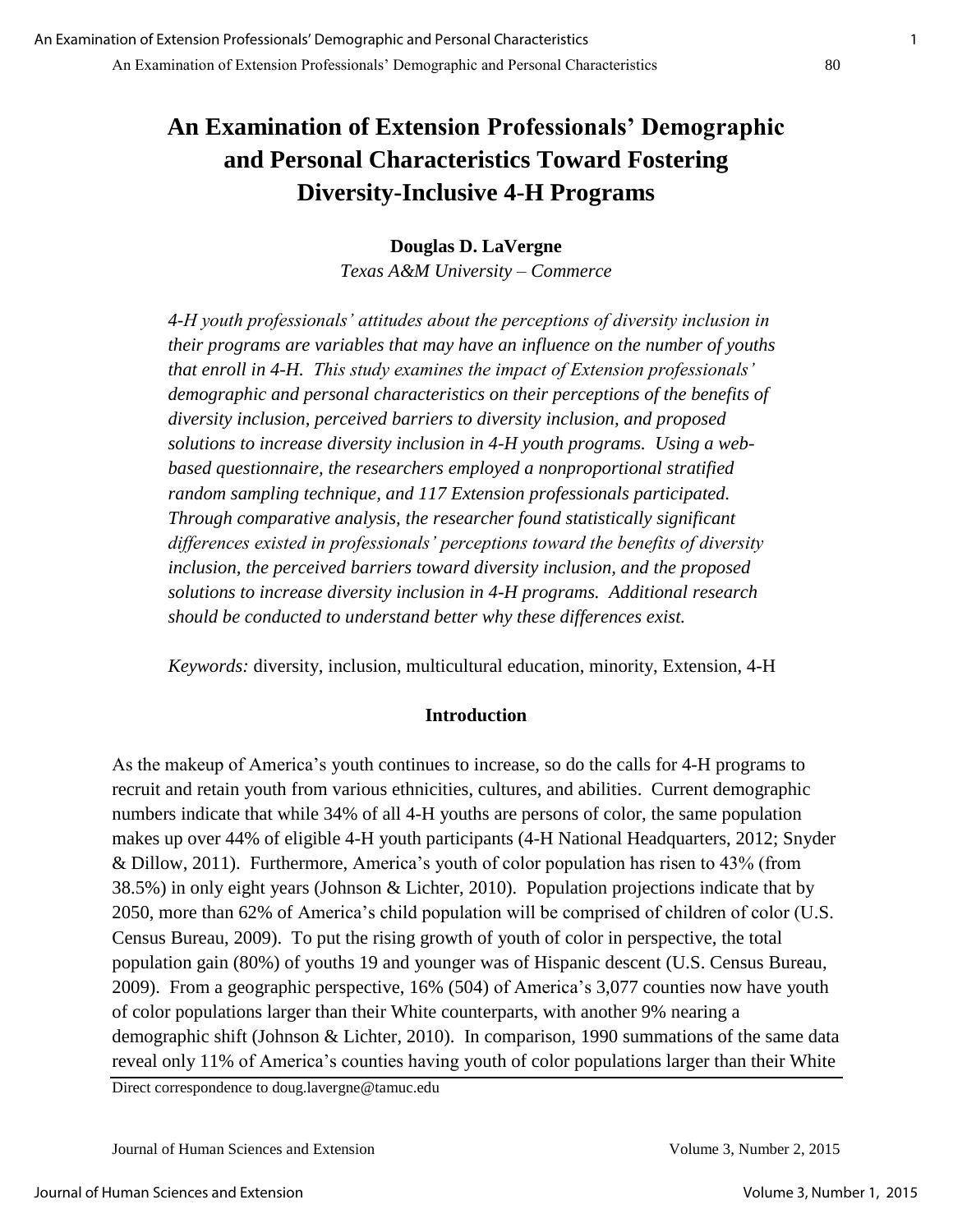# An Examination of Extension Professionals' Demographic and Personal Characteristics Toward Fostering Diversity-Inclusive 4-H Programs

**Douglas D. LaVergne**

*Texas A&M University – Commerce*

*4-H youth professionals' attitudes about the perceptions of diversity inclusion in their programs are variables that may have an influence on the number of youths that enroll in 4-H. This study examines the impact of Extension professionals' demographic and personal characteristics on their perceptions of the benefits of diversity inclusion, perceived barriers to diversity inclusion, and proposed solutions to increase diversity inclusion in 4-H youth programs. Using a web-based questionnaire, the researchers employed a nonproportional stratified random sampling technique, and 117 Extension professionals participated. Through comparative analysis, the researcher found statistically significant differences existed in professionals' perceptions toward the benefits of diversity inclusion, the perceived barriers toward diversity inclusion, and the proposed solutions to increase diversity inclusion in 4-H programs. Additional research should be conducted to understand better why these differences exist.*

*Keywords:* diversity, inclusion, multicultural education, minority, Extension, 4-H

## Introduction

As the makeup of America's youth continues to increase, so do the calls for 4-H programs to recruit and retain youth from various ethnicities, cultures, and abilities. Current demographic numbers indicate that while 34% of all 4-H youths are persons of color, the same population makes up over 44% of eligible 4-H youth participants (4-H National Headquarters, 2012; Snyder & Dillow, 2011). Furthermore, America's youth of color population has risen to 43% (from 38.5%) in only eight years (Johnson & Lichter, 2010). Population projections indicate that by 2050, more than 62% of America's child population will be comprised of children of color (U.S. Census Bureau, 2009). To put the rising growth of youth of color in perspective, the total population gain (80%) of youths 19 and younger was of Hispanic descent (U.S. Census Bureau, 2009). From a geographic perspective, 16% (504) of America's 3,077 counties now have youth of color populations larger than their White counterparts, with another 9% nearing a demographic shift (Johnson & Lichter, 2010). In comparison, 1990 summations of the same data reveal only 11% of America's counties having youth of color populations larger than their White

Direct correspondence to doug.lavergne@tamuc.edu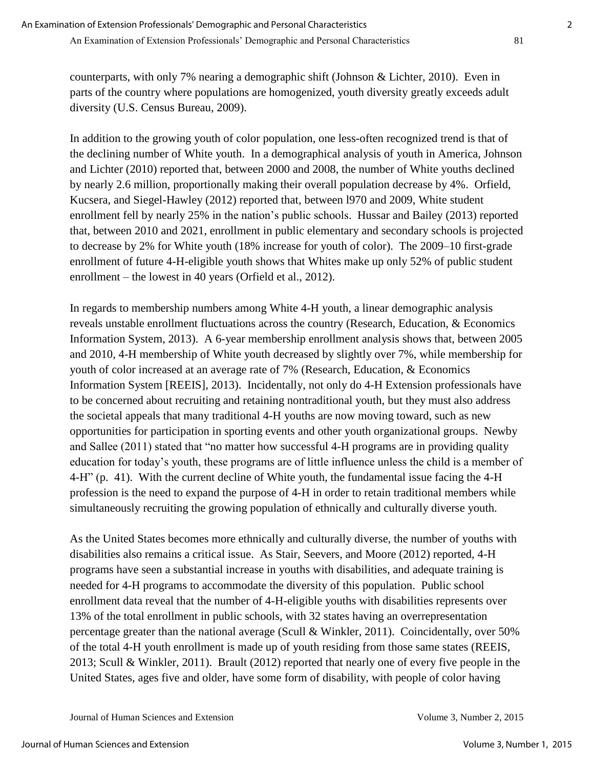counterparts, with only 7% nearing a demographic shift (Johnson & Lichter, 2010). Even in parts of the country where populations are homogenized, youth diversity greatly exceeds adult diversity (U.S. Census Bureau, 2009).

In addition to the growing youth of color population, one less-often recognized trend is that of the declining number of White youth. In a demographical analysis of youth in America, Johnson and Lichter (2010) reported that, between 2000 and 2008, the number of White youths declined by nearly 2.6 million, proportionally making their overall population decrease by 4%. Orfield, Kucsera, and Siegel-Hawley (2012) reported that, between l970 and 2009, White student enrollment fell by nearly 25% in the nation's public schools. Hussar and Bailey (2013) reported that, between 2010 and 2021, enrollment in public elementary and secondary schools is projected to decrease by 2% for White youth (18% increase for youth of color). The 2009–10 first-grade enrollment of future 4-H-eligible youth shows that Whites make up only 52% of public student enrollment – the lowest in 40 years (Orfield et al., 2012).

In regards to membership numbers among White 4-H youth, a linear demographic analysis reveals unstable enrollment fluctuations across the country (Research, Education, & Economics Information System, 2013). A 6-year membership enrollment analysis shows that, between 2005 and 2010, 4-H membership of White youth decreased by slightly over 7%, while membership for youth of color increased at an average rate of 7% (Research, Education, & Economics Information System [REEIS], 2013). Incidentally, not only do 4-H Extension professionals have to be concerned about recruiting and retaining nontraditional youth, but they must also address the societal appeals that many traditional 4-H youths are now moving toward, such as new opportunities for participation in sporting events and other youth organizational groups. Newby and Sallee (2011) stated that "no matter how successful 4-H programs are in providing quality education for today's youth, these programs are of little influence unless the child is a member of 4-H" (p. 41). With the current decline of White youth, the fundamental issue facing the 4-H profession is the need to expand the purpose of 4-H in order to retain traditional members while simultaneously recruiting the growing population of ethnically and culturally diverse youth.

As the United States becomes more ethnically and culturally diverse, the number of youths with disabilities also remains a critical issue. As Stair, Seevers, and Moore (2012) reported, 4-H programs have seen a substantial increase in youths with disabilities, and adequate training is needed for 4-H programs to accommodate the diversity of this population. Public school enrollment data reveal that the number of 4-H-eligible youths with disabilities represents over 13% of the total enrollment in public schools, with 32 states having an overrepresentation percentage greater than the national average (Scull & Winkler, 2011). Coincidentally, over 50% of the total 4-H youth enrollment is made up of youth residing from those same states (REEIS, 2013; Scull & Winkler, 2011). Brault (2012) reported that nearly one of every five people in the United States, ages five and older, have some form of disability, with people of color having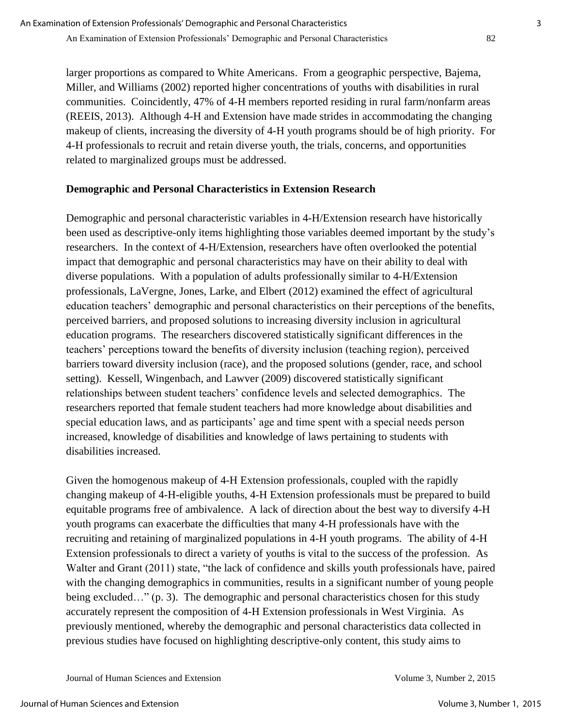larger proportions as compared to White Americans. From a geographic perspective, Bajema, Miller, and Williams (2002) reported higher concentrations of youths with disabilities in rural communities. Coincidently, 47% of 4-H members reported residing in rural farm/nonfarm areas (REEIS, 2013). Although 4-H and Extension have made strides in accommodating the changing makeup of clients, increasing the diversity of 4-H youth programs should be of high priority. For 4-H professionals to recruit and retain diverse youth, the trials, concerns, and opportunities related to marginalized groups must be addressed.

### Demographic and Personal Characteristics in Extension Research

Demographic and personal characteristic variables in 4-H/Extension research have historically been used as descriptive-only items highlighting those variables deemed important by the study's researchers. In the context of 4-H/Extension, researchers have often overlooked the potential impact that demographic and personal characteristics may have on their ability to deal with diverse populations. With a population of adults professionally similar to 4-H/Extension professionals, LaVergne, Jones, Larke, and Elbert (2012) examined the effect of agricultural education teachers' demographic and personal characteristics on their perceptions of the benefits, perceived barriers, and proposed solutions to increasing diversity inclusion in agricultural education programs. The researchers discovered statistically significant differences in the teachers' perceptions toward the benefits of diversity inclusion (teaching region), perceived barriers toward diversity inclusion (race), and the proposed solutions (gender, race, and school setting). Kessell, Wingenbach, and Lawver (2009) discovered statistically significant relationships between student teachers' confidence levels and selected demographics. The researchers reported that female student teachers had more knowledge about disabilities and special education laws, and as participants' age and time spent with a special needs person increased, knowledge of disabilities and knowledge of laws pertaining to students with disabilities increased.

Given the homogenous makeup of 4-H Extension professionals, coupled with the rapidly changing makeup of 4-H-eligible youths, 4-H Extension professionals must be prepared to build equitable programs free of ambivalence. A lack of direction about the best way to diversify 4-H youth programs can exacerbate the difficulties that many 4-H professionals have with the recruiting and retaining of marginalized populations in 4-H youth programs. The ability of 4-H Extension professionals to direct a variety of youths is vital to the success of the profession. As Walter and Grant (2011) state, "the lack of confidence and skills youth professionals have, paired with the changing demographics in communities, results in a significant number of young people being excluded…" (p. 3). The demographic and personal characteristics chosen for this study accurately represent the composition of 4-H Extension professionals in West Virginia. As previously mentioned, whereby the demographic and personal characteristics data collected in previous studies have focused on highlighting descriptive-only content, this study aims to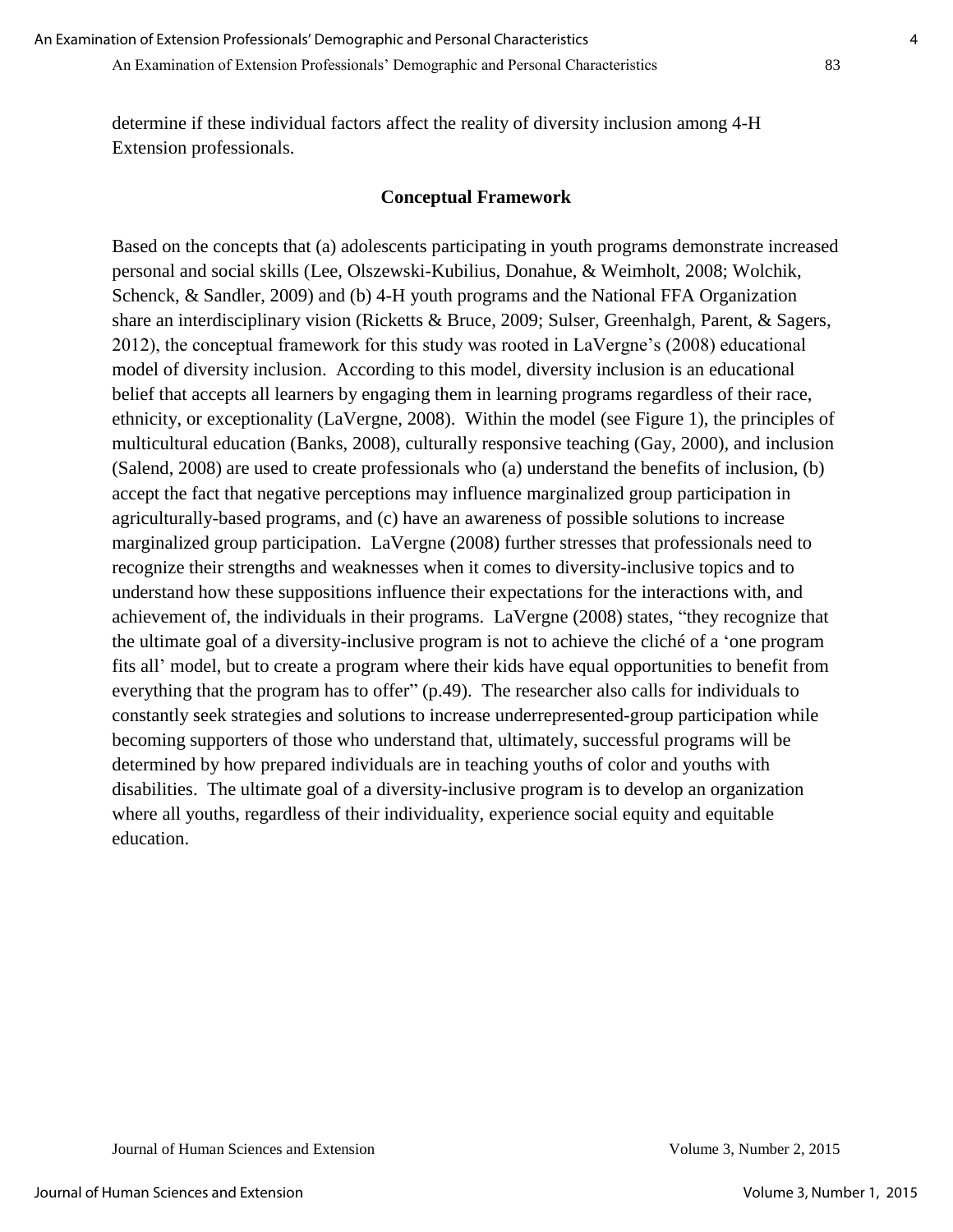determine if these individual factors affect the reality of diversity inclusion among 4-H Extension professionals.

## Conceptual Framework

Based on the concepts that (a) adolescents participating in youth programs demonstrate increased personal and social skills (Lee, Olszewski-Kubilius, Donahue, & Weimholt, 2008; Wolchik, Schenck, & Sandler, 2009) and (b) 4-H youth programs and the National FFA Organization share an interdisciplinary vision (Ricketts & Bruce, 2009; Sulser, Greenhalgh, Parent, & Sagers, 2012), the conceptual framework for this study was rooted in LaVergne's (2008) educational model of diversity inclusion. According to this model, diversity inclusion is an educational belief that accepts all learners by engaging them in learning programs regardless of their race, ethnicity, or exceptionality (LaVergne, 2008). Within the model (see Figure 1), the principles of multicultural education (Banks, 2008), culturally responsive teaching (Gay, 2000), and inclusion (Salend, 2008) are used to create professionals who (a) understand the benefits of inclusion, (b) accept the fact that negative perceptions may influence marginalized group participation in agriculturally-based programs, and (c) have an awareness of possible solutions to increase marginalized group participation. LaVergne (2008) further stresses that professionals need to recognize their strengths and weaknesses when it comes to diversity-inclusive topics and to understand how these suppositions influence their expectations for the interactions with, and achievement of, the individuals in their programs. LaVergne (2008) states, "they recognize that the ultimate goal of a diversity-inclusive program is not to achieve the cliché of a 'one program fits all' model, but to create a program where their kids have equal opportunities to benefit from everything that the program has to offer" (p.49). The researcher also calls for individuals to constantly seek strategies and solutions to increase underrepresented-group participation while becoming supporters of those who understand that, ultimately, successful programs will be determined by how prepared individuals are in teaching youths of color and youths with disabilities. The ultimate goal of a diversity-inclusive program is to develop an organization where all youths, regardless of their individuality, experience social equity and equitable education.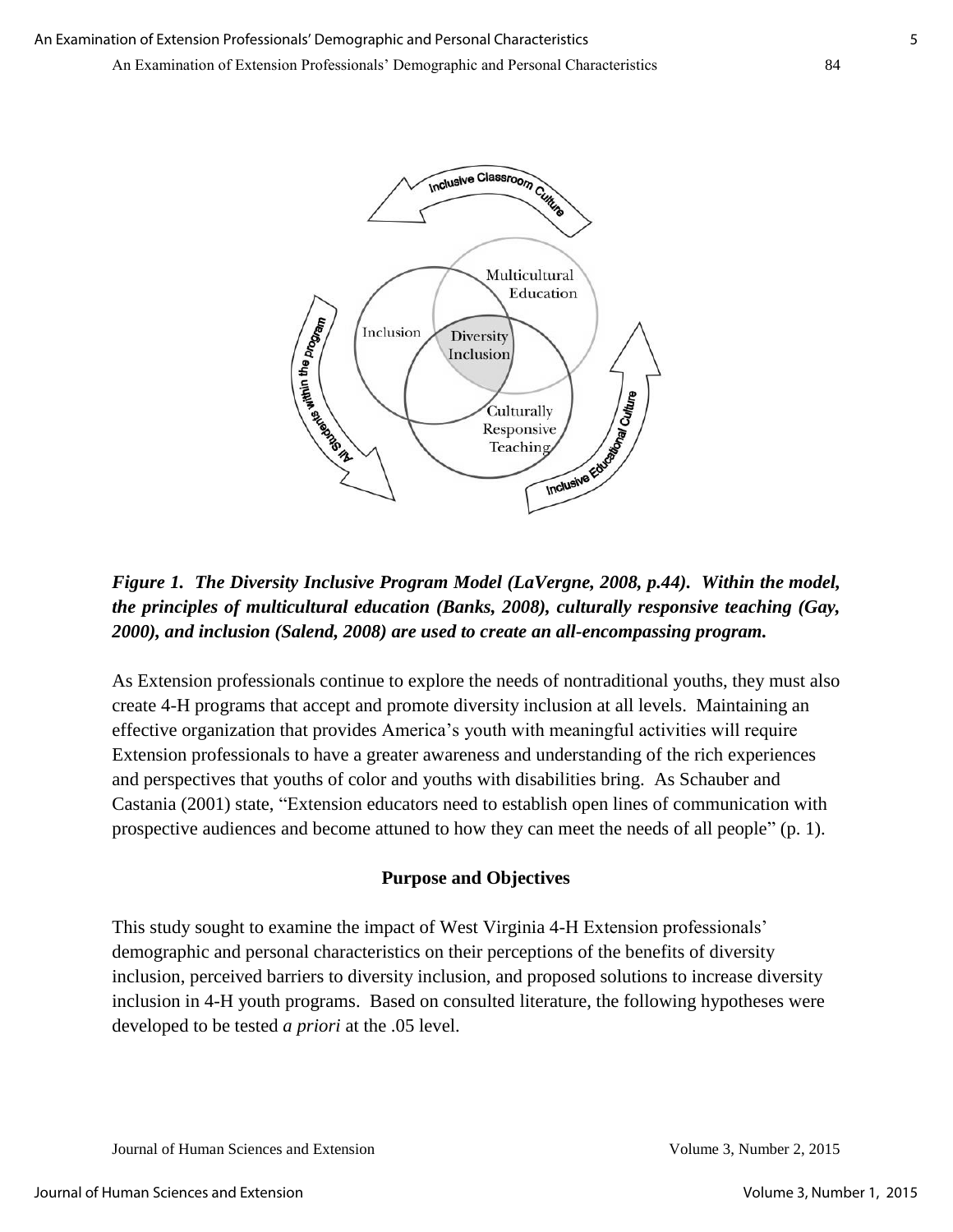*Figure 1. The Diversity Inclusive Program Model (LaVergne, 2008, p.44). Within the model, the principles of multicultural education (Banks, 2008), culturally responsive teaching (Gay, 2000), and inclusion (Salend, 2008) are used to create an all-encompassing program.*

As Extension professionals continue to explore the needs of nontraditional youths, they must also create 4-H programs that accept and promote diversity inclusion at all levels. Maintaining an effective organization that provides America's youth with meaningful activities will require Extension professionals to have a greater awareness and understanding of the rich experiences and perspectives that youths of color and youths with disabilities bring. As Schauber and Castania (2001) state, "Extension educators need to establish open lines of communication with prospective audiences and become attuned to how they can meet the needs of all people" (p. 1).

## Purpose and Objectives

This study sought to examine the impact of West Virginia 4-H Extension professionals' demographic and personal characteristics on their perceptions of the benefits of diversity inclusion, perceived barriers to diversity inclusion, and proposed solutions to increase diversity inclusion in 4-H youth programs. Based on consulted literature, the following hypotheses were developed to be tested *a priori* at the .05 level.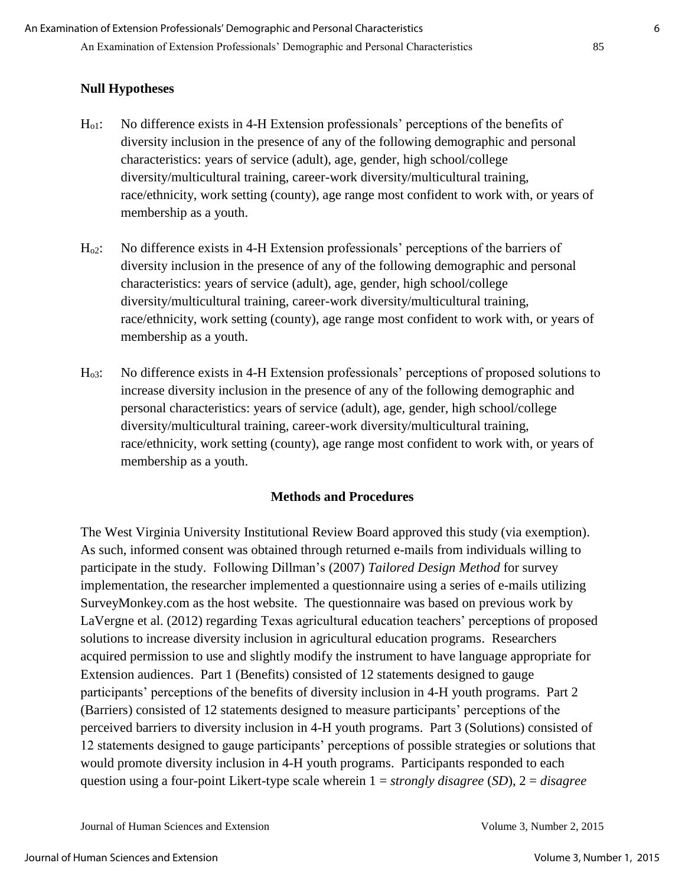### Null Hypotheses

$H_{o1}$: No difference exists in 4-H Extension professionals' perceptions of the benefits of diversity inclusion in the presence of any of the following demographic and personal characteristics: years of service (adult), age, gender, high school/college diversity/multicultural training, career-work diversity/multicultural training, race/ethnicity, work setting (county), age range most confident to work with, or years of membership as a youth.

$H_{o2}$: No difference exists in 4-H Extension professionals' perceptions of the barriers of diversity inclusion in the presence of any of the following demographic and personal characteristics: years of service (adult), age, gender, high school/college diversity/multicultural training, career-work diversity/multicultural training, race/ethnicity, work setting (county), age range most confident to work with, or years of membership as a youth.

$H_{o3}$: No difference exists in 4-H Extension professionals' perceptions of proposed solutions to increase diversity inclusion in the presence of any of the following demographic and personal characteristics: years of service (adult), age, gender, high school/college diversity/multicultural training, career-work diversity/multicultural training, race/ethnicity, work setting (county), age range most confident to work with, or years of membership as a youth.

## Methods and Procedures

The West Virginia University Institutional Review Board approved this study (via exemption). As such, informed consent was obtained through returned e-mails from individuals willing to participate in the study. Following Dillman's (2007) *Tailored Design Method* for survey implementation, the researcher implemented a questionnaire using a series of e-mails utilizing SurveyMonkey.com as the host website. The questionnaire was based on previous work by LaVergne et al. (2012) regarding Texas agricultural education teachers' perceptions of proposed solutions to increase diversity inclusion in agricultural education programs. Researchers acquired permission to use and slightly modify the instrument to have language appropriate for Extension audiences. Part 1 (Benefits) consisted of 12 statements designed to gauge participants' perceptions of the benefits of diversity inclusion in 4-H youth programs. Part 2 (Barriers) consisted of 12 statements designed to measure participants' perceptions of the perceived barriers to diversity inclusion in 4-H youth programs. Part 3 (Solutions) consisted of 12 statements designed to gauge participants' perceptions of possible strategies or solutions that would promote diversity inclusion in 4-H youth programs. Participants responded to each question using a four-point Likert-type scale wherein 1 = *strongly disagree* (*SD*), 2 = *disagree*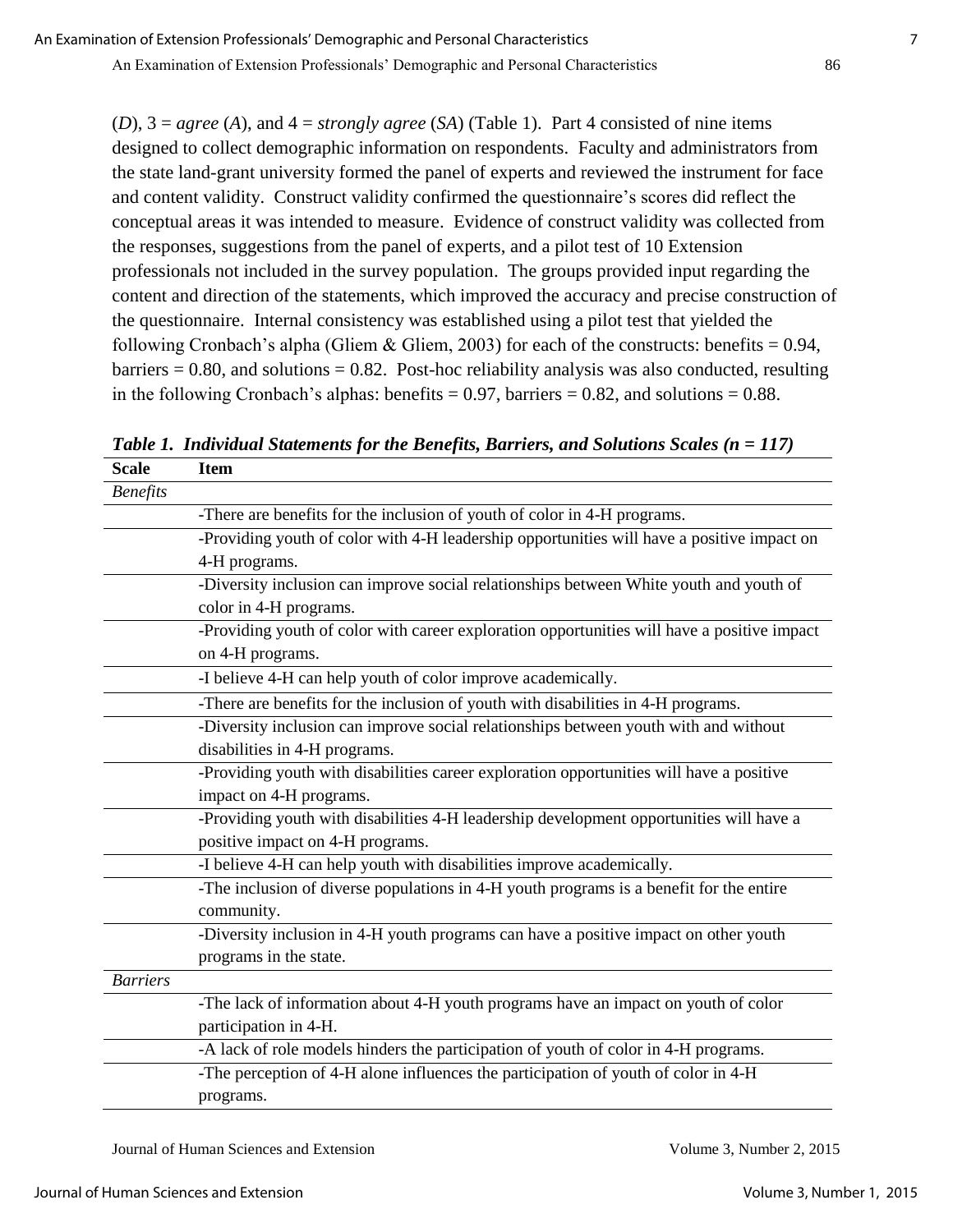(*D*), 3 = *agree* (*A*), and 4 = *strongly agree* (*SA*) (Table 1). Part 4 consisted of nine items designed to collect demographic information on respondents. Faculty and administrators from the state land-grant university formed the panel of experts and reviewed the instrument for face and content validity. Construct validity confirmed the questionnaire's scores did reflect the conceptual areas it was intended to measure. Evidence of construct validity was collected from the responses, suggestions from the panel of experts, and a pilot test of 10 Extension professionals not included in the survey population. The groups provided input regarding the content and direction of the statements, which improved the accuracy and precise construction of the questionnaire. Internal consistency was established using a pilot test that yielded the following Cronbach's alpha (Gliem & Gliem, 2003) for each of the constructs: benefits = 0.94, barriers = 0.80, and solutions = 0.82. Post-hoc reliability analysis was also conducted, resulting in the following Cronbach's alphas: benefits = 0.97, barriers = 0.82, and solutions = 0.88.

***Table 1. Individual Statements for the Benefits, Barriers, and Solutions Scales (n = 117)***

| Scale | Item |
|---|---|
| *Benefits* | |
| | -There are benefits for the inclusion of youth of color in 4-H programs. |
| | -Providing youth of color with 4-H leadership opportunities will have a positive impact on 4-H programs. |
| | -Diversity inclusion can improve social relationships between White youth and youth of color in 4-H programs. |
| | -Providing youth of color with career exploration opportunities will have a positive impact on 4-H programs. |
| | -I believe 4-H can help youth of color improve academically. |
| | -There are benefits for the inclusion of youth with disabilities in 4-H programs. |
| | -Diversity inclusion can improve social relationships between youth with and without disabilities in 4-H programs. |
| | -Providing youth with disabilities career exploration opportunities will have a positive impact on 4-H programs. |
| | -Providing youth with disabilities 4-H leadership development opportunities will have a positive impact on 4-H programs. |
| | -I believe 4-H can help youth with disabilities improve academically. |
| | -The inclusion of diverse populations in 4-H youth programs is a benefit for the entire community. |
| | -Diversity inclusion in 4-H youth programs can have a positive impact on other youth programs in the state. |
| *Barriers* | |
| | -The lack of information about 4-H youth programs have an impact on youth of color participation in 4-H. |
| | -A lack of role models hinders the participation of youth of color in 4-H programs. |
| | -The perception of 4-H alone influences the participation of youth of color in 4-H programs. |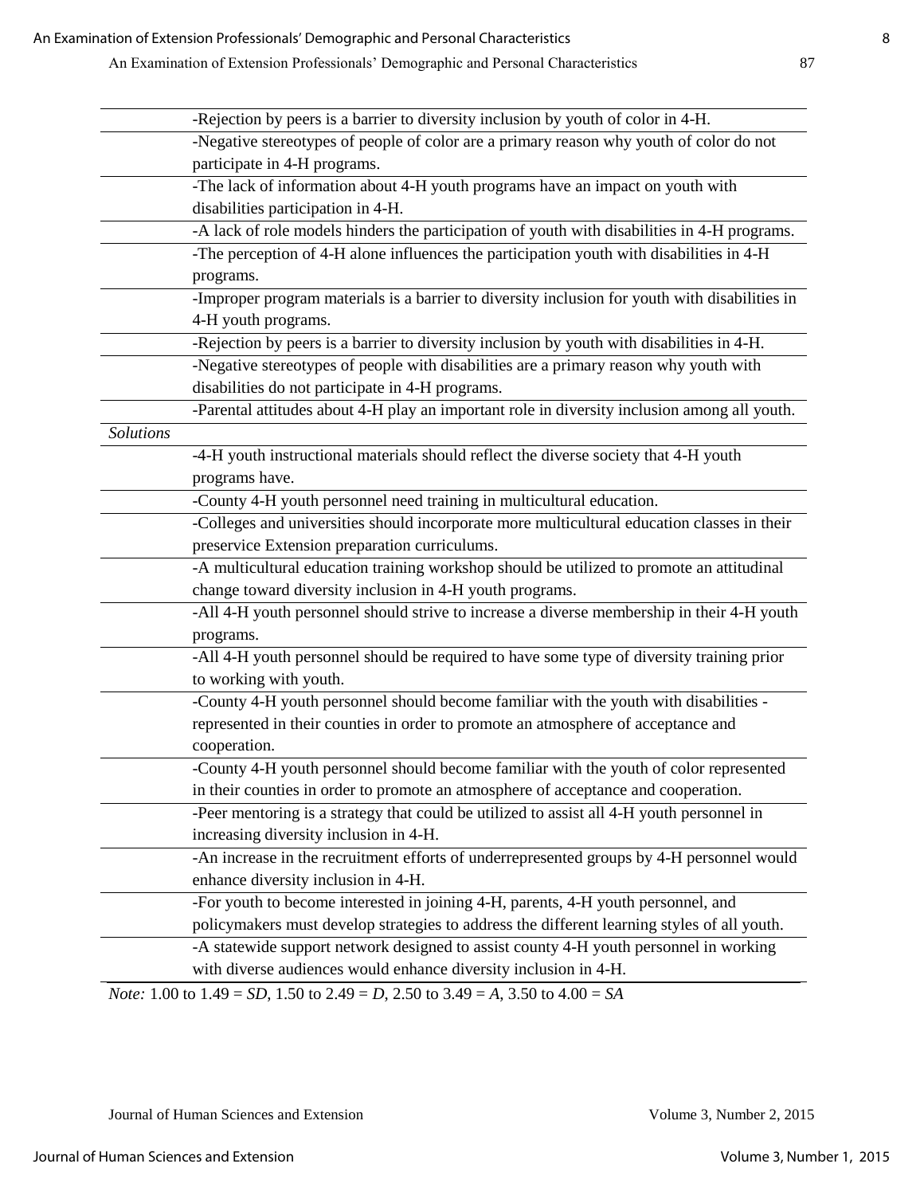| | |
|---|---|
| | -Rejection by peers is a barrier to diversity inclusion by youth of color in 4-H. |
| | -Negative stereotypes of people of color are a primary reason why youth of color do not participate in 4-H programs. |
| | -The lack of information about 4-H youth programs have an impact on youth with disabilities participation in 4-H. |
| | -A lack of role models hinders the participation of youth with disabilities in 4-H programs. |
| | -The perception of 4-H alone influences the participation youth with disabilities in 4-H programs. |
| | -Improper program materials is a barrier to diversity inclusion for youth with disabilities in 4-H youth programs. |
| | -Rejection by peers is a barrier to diversity inclusion by youth with disabilities in 4-H. |
| | -Negative stereotypes of people with disabilities are a primary reason why youth with disabilities do not participate in 4-H programs. |
| | -Parental attitudes about 4-H play an important role in diversity inclusion among all youth. |
| *Solutions* | |
| | -4-H youth instructional materials should reflect the diverse society that 4-H youth programs have. |
| | -County 4-H youth personnel need training in multicultural education. |
| | -Colleges and universities should incorporate more multicultural education classes in their preservice Extension preparation curriculums. |
| | -A multicultural education training workshop should be utilized to promote an attitudinal change toward diversity inclusion in 4-H youth programs. |
| | -All 4-H youth personnel should strive to increase a diverse membership in their 4-H youth programs. |
| | -All 4-H youth personnel should be required to have some type of diversity training prior to working with youth. |
| | -County 4-H youth personnel should become familiar with the youth with disabilities - represented in their counties in order to promote an atmosphere of acceptance and cooperation. |
| | -County 4-H youth personnel should become familiar with the youth of color represented in their counties in order to promote an atmosphere of acceptance and cooperation. |
| | -Peer mentoring is a strategy that could be utilized to assist all 4-H youth personnel in increasing diversity inclusion in 4-H. |
| | -An increase in the recruitment efforts of underrepresented groups by 4-H personnel would enhance diversity inclusion in 4-H. |
| | -For youth to become interested in joining 4-H, parents, 4-H youth personnel, and policymakers must develop strategies to address the different learning styles of all youth. |
| | -A statewide support network designed to assist county 4-H youth personnel in working with diverse audiences would enhance diversity inclusion in 4-H. |

*Note:* 1.00 to 1.49 = *SD*, 1.50 to 2.49 = *D*, 2.50 to 3.49 = *A*, 3.50 to 4.00 = *SA*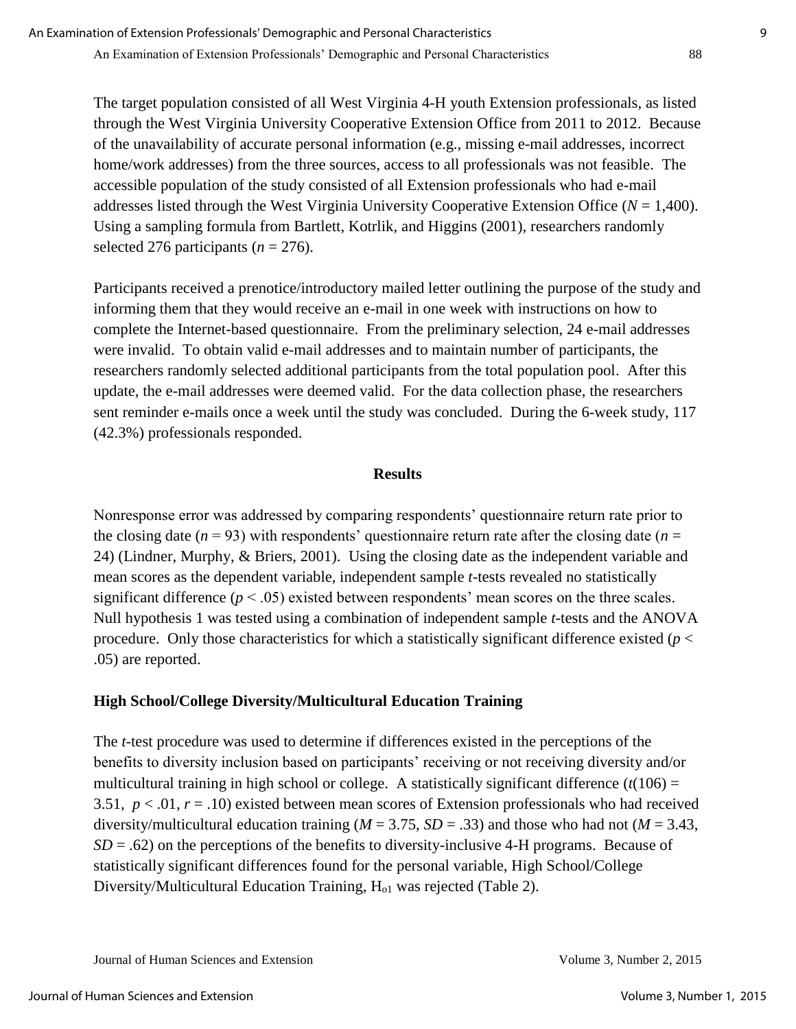The target population consisted of all West Virginia 4-H youth Extension professionals, as listed through the West Virginia University Cooperative Extension Office from 2011 to 2012. Because of the unavailability of accurate personal information (e.g., missing e-mail addresses, incorrect home/work addresses) from the three sources, access to all professionals was not feasible. The accessible population of the study consisted of all Extension professionals who had e-mail addresses listed through the West Virginia University Cooperative Extension Office ($N$ = 1,400). Using a sampling formula from Bartlett, Kotrlik, and Higgins (2001), researchers randomly selected 276 participants ($n$ = 276).

Participants received a prenotice/introductory mailed letter outlining the purpose of the study and informing them that they would receive an e-mail in one week with instructions on how to complete the Internet-based questionnaire. From the preliminary selection, 24 e-mail addresses were invalid. To obtain valid e-mail addresses and to maintain number of participants, the researchers randomly selected additional participants from the total population pool. After this update, the e-mail addresses were deemed valid. For the data collection phase, the researchers sent reminder e-mails once a week until the study was concluded. During the 6-week study, 117 (42.3%) professionals responded.

## Results

Nonresponse error was addressed by comparing respondents' questionnaire return rate prior to the closing date ($n$ = 93) with respondents' questionnaire return rate after the closing date ($n$ = 24) (Lindner, Murphy, & Briers, 2001). Using the closing date as the independent variable and mean scores as the dependent variable, independent sample $t$-tests revealed no statistically significant difference ($p < .05$) existed between respondents' mean scores on the three scales. Null hypothesis 1 was tested using a combination of independent sample $t$-tests and the ANOVA procedure. Only those characteristics for which a statistically significant difference existed ($p < .05$) are reported.

### High School/College Diversity/Multicultural Education Training

The $t$-test procedure was used to determine if differences existed in the perceptions of the benefits to diversity inclusion based on participants' receiving or not receiving diversity and/or multicultural training in high school or college. A statistically significant difference ($t(106) = 3.51$, $p < .01$, $r = .10$) existed between mean scores of Extension professionals who had received diversity/multicultural education training ($M$ = 3.75, $SD$ = .33) and those who had not ($M$ = 3.43, $SD$ = .62) on the perceptions of the benefits to diversity-inclusive 4-H programs. Because of statistically significant differences found for the personal variable, High School/College Diversity/Multicultural Education Training, $H_{o1}$ was rejected (Table 2).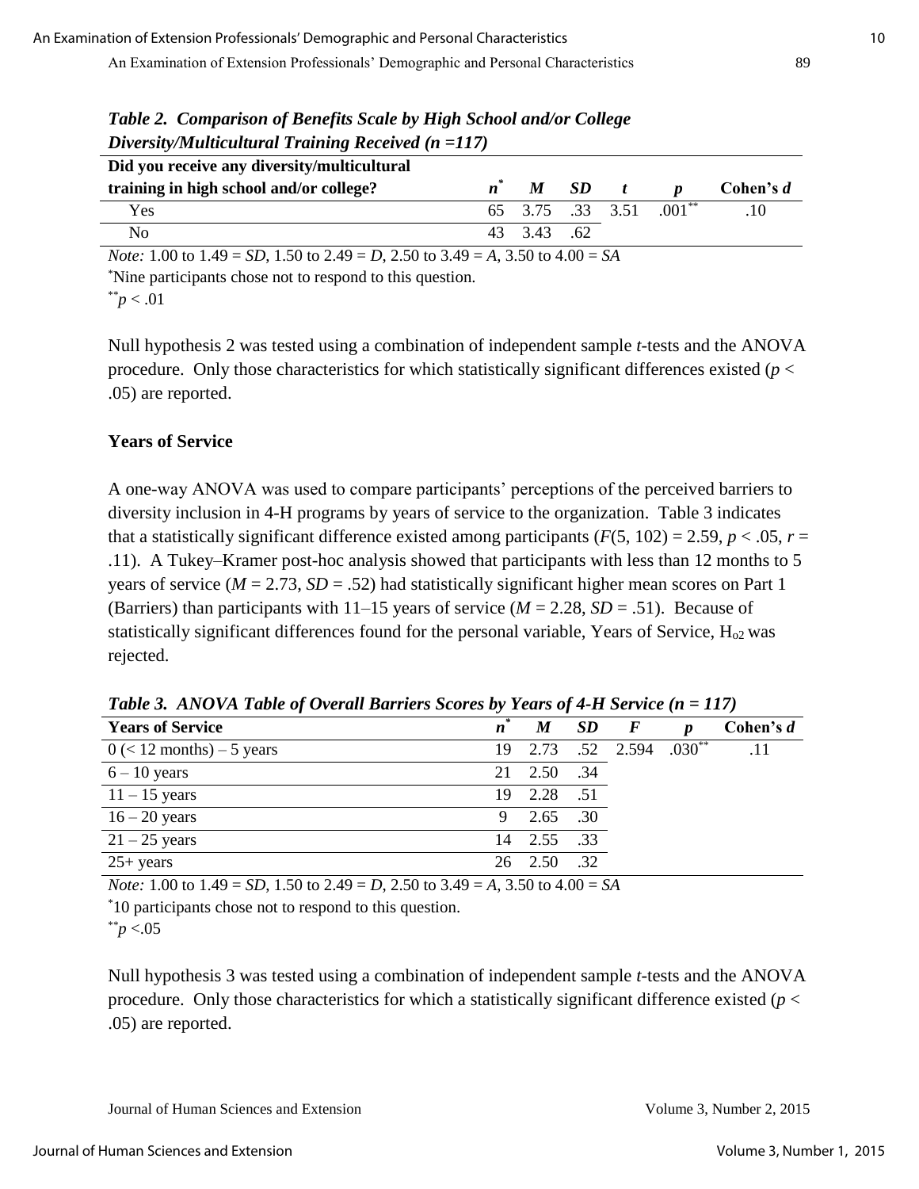***Table 2. Comparison of Benefits Scale by High School and/or College Diversity/Multicultural Training Received (n =117)***

| Did you receive any diversity/multicultural training in high school and/or college? | $n^*$ | *M* | *SD* | *t* | *p* | Cohen's *d* |
|---|---|---|---|---|---|---|
| Yes | 65 | 3.75 | .33 | 3.51 | $.001^{**}$ | .10 |
| No | 43 | 3.43 | .62 | | | |

*Note:* 1.00 to 1.49 = *SD*, 1.50 to 2.49 = *D*, 2.50 to 3.49 = *A*, 3.50 to 4.00 = *SA*

*Nine participants chose not to respond to this question.

$^{**}p < .01$

Null hypothesis 2 was tested using a combination of independent sample *t*-tests and the ANOVA procedure. Only those characteristics for which statistically significant differences existed ($p < .05$) are reported.

**Years of Service**

A one-way ANOVA was used to compare participants' perceptions of the perceived barriers to diversity inclusion in 4-H programs by years of service to the organization. Table 3 indicates that a statistically significant difference existed among participants ($F(5, 102) = 2.59$, $p < .05$, $r = .11$). A Tukey–Kramer post-hoc analysis showed that participants with less than 12 months to 5 years of service ($M = 2.73$, $SD = .52$) had statistically significant higher mean scores on Part 1 (Barriers) than participants with 11–15 years of service ($M = 2.28$, $SD = .51$). Because of statistically significant differences found for the personal variable, Years of Service, $H_{o2}$ was rejected.

***Table 3. ANOVA Table of Overall Barriers Scores by Years of 4-H Service (n = 117)***

| Years of Service | $n^*$ | *M* | *SD* | *F* | *p* | Cohen's *d* |
|---|---|---|---|---|---|---|
| 0 (< 12 months) – 5 years | 19 | 2.73 | .52 | 2.594 | $.030^{**}$ | .11 |
| 6 – 10 years | 21 | 2.50 | .34 | | | |
| 11 – 15 years | 19 | 2.28 | .51 | | | |
| 16 – 20 years | 9 | 2.65 | .30 | | | |
| 21 – 25 years | 14 | 2.55 | .33 | | | |
| 25+ years | 26 | 2.50 | .32 | | | |

*Note:* 1.00 to 1.49 = *SD*, 1.50 to 2.49 = *D*, 2.50 to 3.49 = *A*, 3.50 to 4.00 = *SA*

*10 participants chose not to respond to this question.

$^{**}p < .05$

Null hypothesis 3 was tested using a combination of independent sample *t*-tests and the ANOVA procedure. Only those characteristics for which a statistically significant difference existed ($p < .05$) are reported.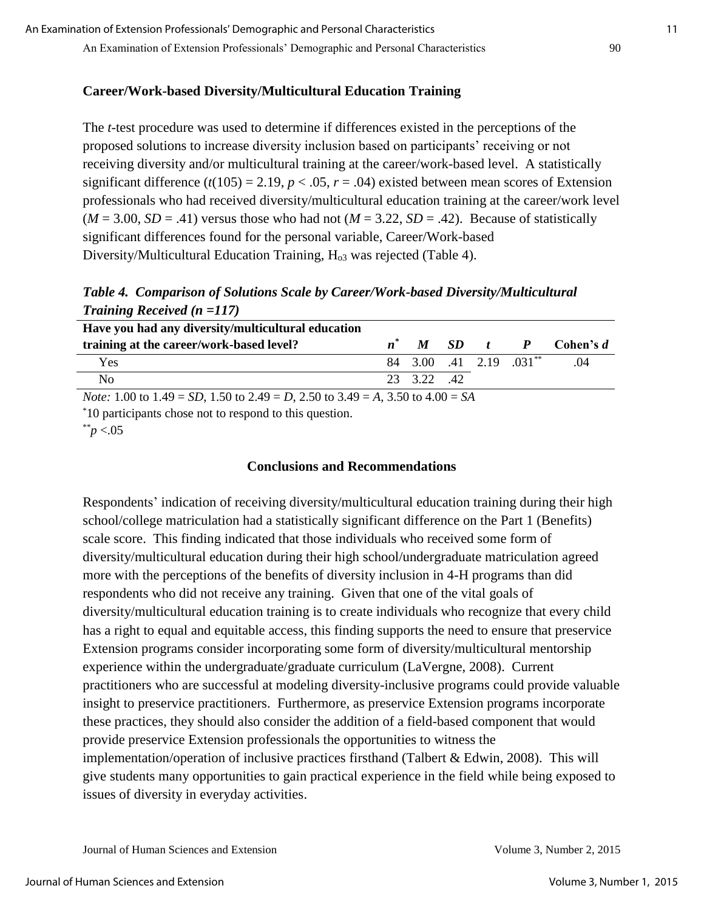### Career/Work-based Diversity/Multicultural Education Training

The *t*-test procedure was used to determine if differences existed in the perceptions of the proposed solutions to increase diversity inclusion based on participants' receiving or not receiving diversity and/or multicultural training at the career/work-based level. A statistically significant difference ($t(105) = 2.19$, $p < .05$, $r = .04$) existed between mean scores of Extension professionals who had received diversity/multicultural education training at the career/work level ($M = 3.00$, $SD = .41$) versus those who had not ($M = 3.22$, $SD = .42$). Because of statistically significant differences found for the personal variable, Career/Work-based Diversity/Multicultural Education Training, $H_{o3}$ was rejected (Table 4).

***Table 4. Comparison of Solutions Scale by Career/Work-based Diversity/Multicultural Training Received (n =117)***

| Have you had any diversity/multicultural education training at the career/work-based level? | $n^*$ | $M$ | $SD$ | $t$ | $P$ | Cohen's $d$ |
|---|---|---|---|---|---|---|
| Yes | 84 | 3.00 | .41 | 2.19 | .031** | .04 |
| No | 23 | 3.22 | .42 | | | |

*Note:* 1.00 to 1.49 = *SD*, 1.50 to 2.49 = *D*, 2.50 to 3.49 = *A*, 3.50 to 4.00 = *SA*

*10 participants chose not to respond to this question.

**$p < .05$

## Conclusions and Recommendations

Respondents' indication of receiving diversity/multicultural education training during their high school/college matriculation had a statistically significant difference on the Part 1 (Benefits) scale score. This finding indicated that those individuals who received some form of diversity/multicultural education during their high school/undergraduate matriculation agreed more with the perceptions of the benefits of diversity inclusion in 4-H programs than did respondents who did not receive any training. Given that one of the vital goals of diversity/multicultural education training is to create individuals who recognize that every child has a right to equal and equitable access, this finding supports the need to ensure that preservice Extension programs consider incorporating some form of diversity/multicultural mentorship experience within the undergraduate/graduate curriculum (LaVergne, 2008). Current practitioners who are successful at modeling diversity-inclusive programs could provide valuable insight to preservice practitioners. Furthermore, as preservice Extension programs incorporate these practices, they should also consider the addition of a field-based component that would provide preservice Extension professionals the opportunities to witness the implementation/operation of inclusive practices firsthand (Talbert & Edwin, 2008). This will give students many opportunities to gain practical experience in the field while being exposed to issues of diversity in everyday activities.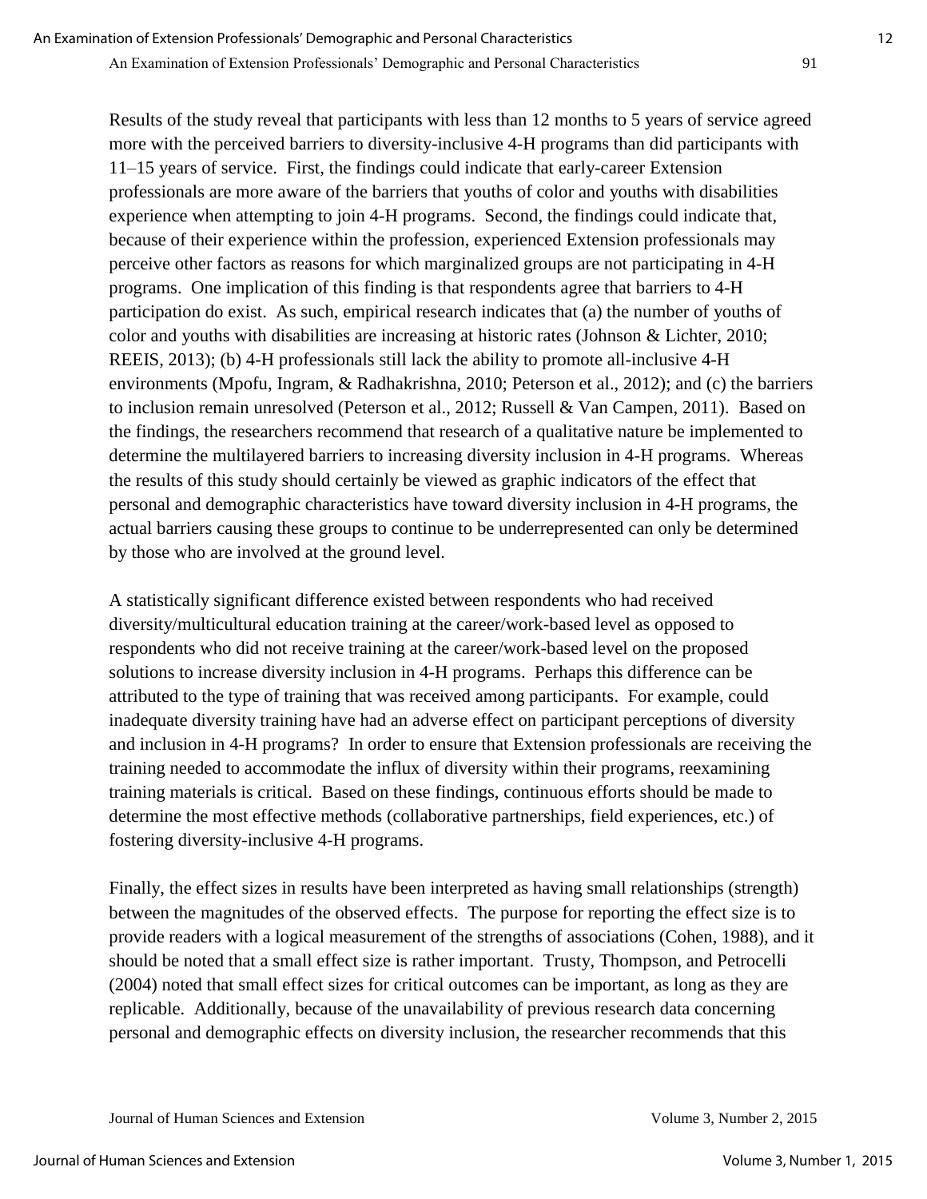Results of the study reveal that participants with less than 12 months to 5 years of service agreed more with the perceived barriers to diversity-inclusive 4-H programs than did participants with 11–15 years of service. First, the findings could indicate that early-career Extension professionals are more aware of the barriers that youths of color and youths with disabilities experience when attempting to join 4-H programs. Second, the findings could indicate that, because of their experience within the profession, experienced Extension professionals may perceive other factors as reasons for which marginalized groups are not participating in 4-H programs. One implication of this finding is that respondents agree that barriers to 4-H participation do exist. As such, empirical research indicates that (a) the number of youths of color and youths with disabilities are increasing at historic rates (Johnson & Lichter, 2010; REEIS, 2013); (b) 4-H professionals still lack the ability to promote all-inclusive 4-H environments (Mpofu, Ingram, & Radhakrishna, 2010; Peterson et al., 2012); and (c) the barriers to inclusion remain unresolved (Peterson et al., 2012; Russell & Van Campen, 2011). Based on the findings, the researchers recommend that research of a qualitative nature be implemented to determine the multilayered barriers to increasing diversity inclusion in 4-H programs. Whereas the results of this study should certainly be viewed as graphic indicators of the effect that personal and demographic characteristics have toward diversity inclusion in 4-H programs, the actual barriers causing these groups to continue to be underrepresented can only be determined by those who are involved at the ground level.

A statistically significant difference existed between respondents who had received diversity/multicultural education training at the career/work-based level as opposed to respondents who did not receive training at the career/work-based level on the proposed solutions to increase diversity inclusion in 4-H programs. Perhaps this difference can be attributed to the type of training that was received among participants. For example, could inadequate diversity training have had an adverse effect on participant perceptions of diversity and inclusion in 4-H programs? In order to ensure that Extension professionals are receiving the training needed to accommodate the influx of diversity within their programs, reexamining training materials is critical. Based on these findings, continuous efforts should be made to determine the most effective methods (collaborative partnerships, field experiences, etc.) of fostering diversity-inclusive 4-H programs.

Finally, the effect sizes in results have been interpreted as having small relationships (strength) between the magnitudes of the observed effects. The purpose for reporting the effect size is to provide readers with a logical measurement of the strengths of associations (Cohen, 1988), and it should be noted that a small effect size is rather important. Trusty, Thompson, and Petrocelli (2004) noted that small effect sizes for critical outcomes can be important, as long as they are replicable. Additionally, because of the unavailability of previous research data concerning personal and demographic effects on diversity inclusion, the researcher recommends that this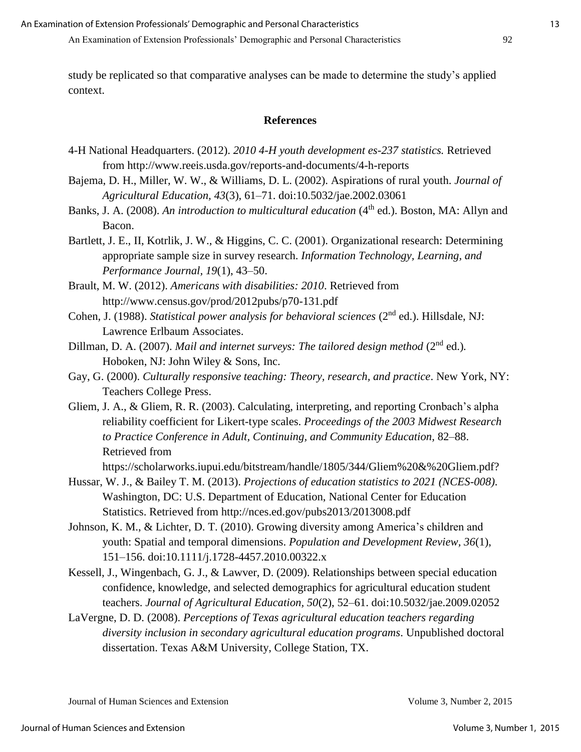study be replicated so that comparative analyses can be made to determine the study's applied context.

## References

4-H National Headquarters. (2012). *2010 4-H youth development es-237 statistics.* Retrieved from http://www.reeis.usda.gov/reports-and-documents/4-h-reports

Bajema, D. H., Miller, W. W., & Williams, D. L. (2002). Aspirations of rural youth. *Journal of Agricultural Education, 43*(3), 61–71. doi:10.5032/jae.2002.03061

Banks, J. A. (2008). *An introduction to multicultural education* (4th ed.). Boston, MA: Allyn and Bacon.

Bartlett, J. E., II, Kotrlik, J. W., & Higgins, C. C. (2001). Organizational research: Determining appropriate sample size in survey research. *Information Technology, Learning, and Performance Journal, 19*(1), 43–50.

Brault, M. W. (2012). *Americans with disabilities: 2010*. Retrieved from http://www.census.gov/prod/2012pubs/p70-131.pdf

Cohen, J. (1988). *Statistical power analysis for behavioral sciences* (2nd ed.). Hillsdale, NJ: Lawrence Erlbaum Associates.

Dillman, D. A. (2007). *Mail and internet surveys: The tailored design method* (2nd ed.). Hoboken, NJ: John Wiley & Sons, Inc.

Gay, G. (2000). *Culturally responsive teaching: Theory, research, and practice*. New York, NY: Teachers College Press.

Gliem, J. A., & Gliem, R. R. (2003). Calculating, interpreting, and reporting Cronbach's alpha reliability coefficient for Likert-type scales. *Proceedings of the 2003 Midwest Research to Practice Conference in Adult, Continuing, and Community Education,* 82–88. Retrieved from https://scholarworks.iupui.edu/bitstream/handle/1805/344/Gliem%20&%20Gliem.pdf?

Hussar, W. J., & Bailey T. M. (2013). *Projections of education statistics to 2021 (NCES-008).* Washington, DC: U.S. Department of Education, National Center for Education Statistics. Retrieved from http://nces.ed.gov/pubs2013/2013008.pdf

Johnson, K. M., & Lichter, D. T. (2010). Growing diversity among America's children and youth: Spatial and temporal dimensions. *Population and Development Review, 36*(1), 151–156. doi:10.1111/j.1728-4457.2010.00322.x

Kessell, J., Wingenbach, G. J., & Lawver, D. (2009). Relationships between special education confidence, knowledge, and selected demographics for agricultural education student teachers. *Journal of Agricultural Education, 50*(2), 52–61. doi:10.5032/jae.2009.02052

LaVergne, D. D. (2008). *Perceptions of Texas agricultural education teachers regarding diversity inclusion in secondary agricultural education programs*. Unpublished doctoral dissertation. Texas A&M University, College Station, TX.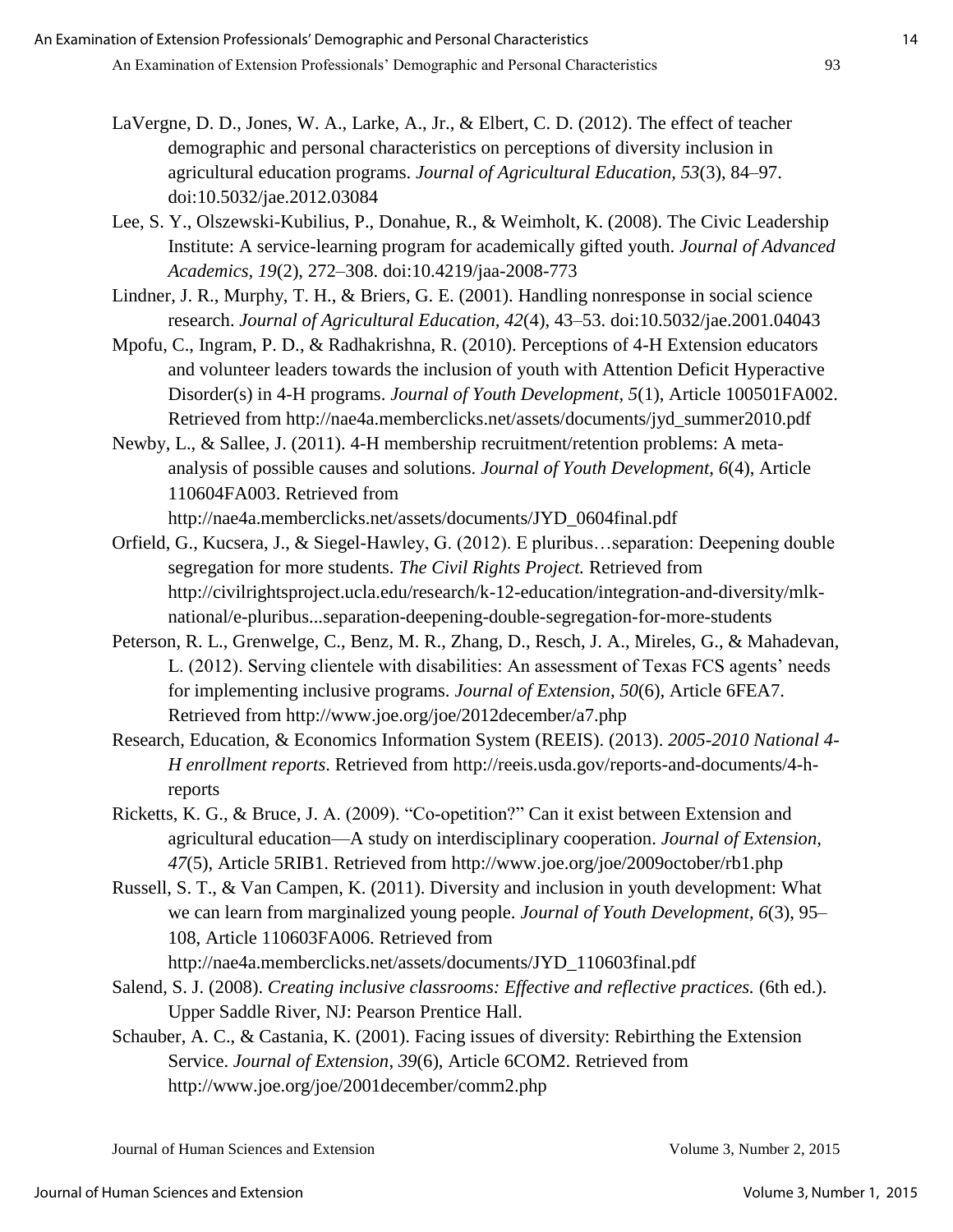LaVergne, D. D., Jones, W. A., Larke, A., Jr., & Elbert, C. D. (2012). The effect of teacher demographic and personal characteristics on perceptions of diversity inclusion in agricultural education programs. *Journal of Agricultural Education, 53*(3), 84–97. doi:10.5032/jae.2012.03084

Lee, S. Y., Olszewski-Kubilius, P., Donahue, R., & Weimholt, K. (2008). The Civic Leadership Institute: A service-learning program for academically gifted youth. *Journal of Advanced Academics, 19*(2), 272–308. doi:10.4219/jaa-2008-773

Lindner, J. R., Murphy, T. H., & Briers, G. E. (2001). Handling nonresponse in social science research. *Journal of Agricultural Education, 42*(4), 43–53. doi:10.5032/jae.2001.04043

Mpofu, C., Ingram, P. D., & Radhakrishna, R. (2010). Perceptions of 4-H Extension educators and volunteer leaders towards the inclusion of youth with Attention Deficit Hyperactive Disorder(s) in 4-H programs. *Journal of Youth Development, 5*(1), Article 100501FA002. Retrieved from http://nae4a.memberclicks.net/assets/documents/jyd_summer2010.pdf

Newby, L., & Sallee, J. (2011). 4-H membership recruitment/retention problems: A meta-analysis of possible causes and solutions. *Journal of Youth Development, 6*(4), Article 110604FA003. Retrieved from http://nae4a.memberclicks.net/assets/documents/JYD_0604final.pdf

Orfield, G., Kucsera, J., & Siegel-Hawley, G. (2012). E pluribus…separation: Deepening double segregation for more students. *The Civil Rights Project.* Retrieved from http://civilrightsproject.ucla.edu/research/k-12-education/integration-and-diversity/mlk-national/e-pluribus...separation-deepening-double-segregation-for-more-students

Peterson, R. L., Grenwelge, C., Benz, M. R., Zhang, D., Resch, J. A., Mireles, G., & Mahadevan, L. (2012). Serving clientele with disabilities: An assessment of Texas FCS agents' needs for implementing inclusive programs. *Journal of Extension, 50*(6), Article 6FEA7. Retrieved from http://www.joe.org/joe/2012december/a7.php

Research, Education, & Economics Information System (REEIS). (2013). *2005-2010 National 4-H enrollment reports.* Retrieved from http://reeis.usda.gov/reports-and-documents/4-h-reports

Ricketts, K. G., & Bruce, J. A. (2009). "Co-opetition?" Can it exist between Extension and agricultural education—A study on interdisciplinary cooperation. *Journal of Extension, 47*(5), Article 5RIB1. Retrieved from http://www.joe.org/joe/2009october/rb1.php

Russell, S. T., & Van Campen, K. (2011). Diversity and inclusion in youth development: What we can learn from marginalized young people. *Journal of Youth Development, 6*(3), 95–108, Article 110603FA006. Retrieved from http://nae4a.memberclicks.net/assets/documents/JYD_110603final.pdf

Salend, S. J. (2008). *Creating inclusive classrooms: Effective and reflective practices.* (6th ed.). Upper Saddle River, NJ: Pearson Prentice Hall.

Schauber, A. C., & Castania, K. (2001). Facing issues of diversity: Rebirthing the Extension Service. *Journal of Extension, 39*(6), Article 6COM2. Retrieved from http://www.joe.org/joe/2001december/comm2.php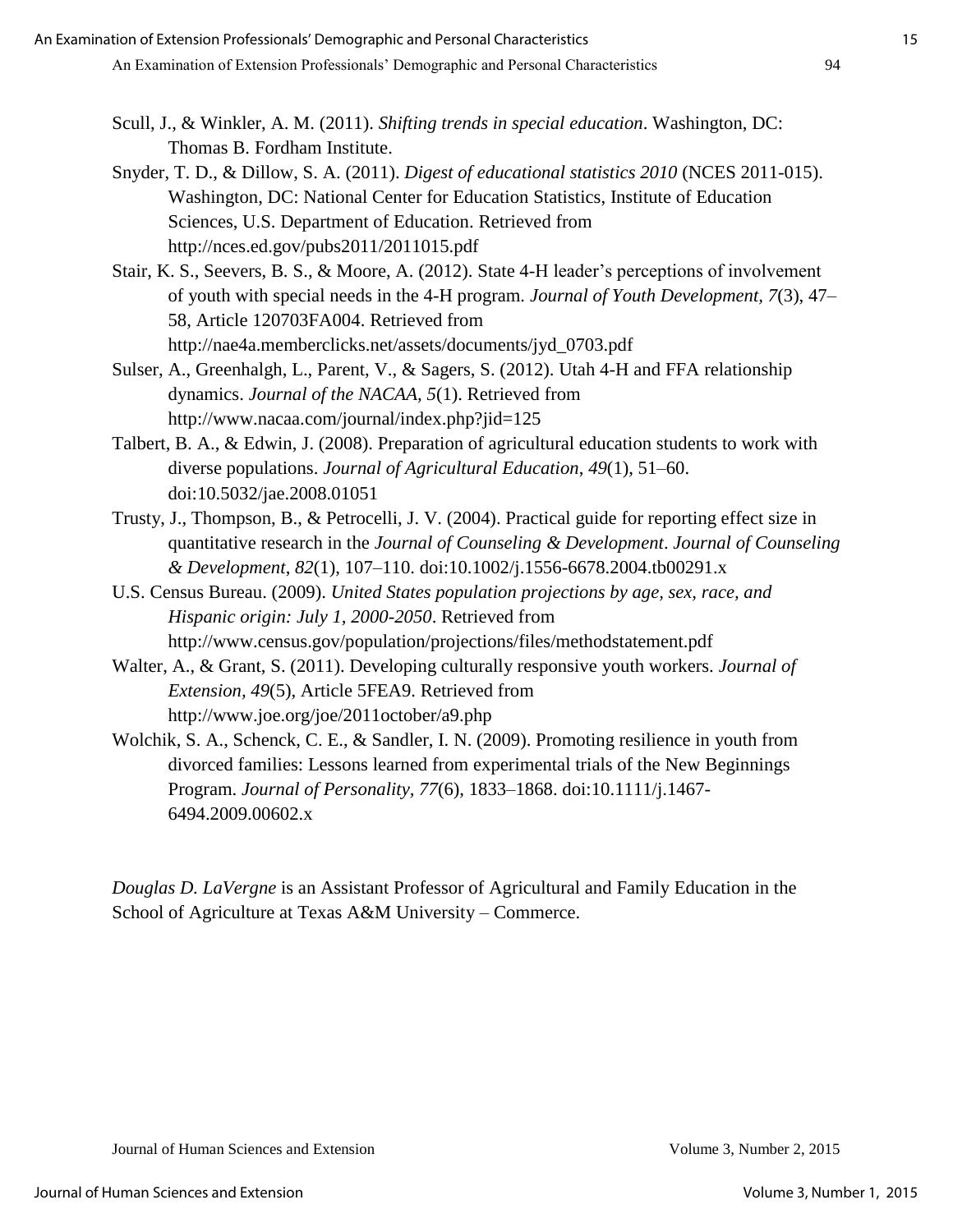Scull, J., & Winkler, A. M. (2011). *Shifting trends in special education*. Washington, DC: Thomas B. Fordham Institute.

Snyder, T. D., & Dillow, S. A. (2011). *Digest of educational statistics 2010* (NCES 2011-015). Washington, DC: National Center for Education Statistics, Institute of Education Sciences, U.S. Department of Education. Retrieved from http://nces.ed.gov/pubs2011/2011015.pdf

Stair, K. S., Seevers, B. S., & Moore, A. (2012). State 4-H leader's perceptions of involvement of youth with special needs in the 4-H program. *Journal of Youth Development, 7*(3), 47–58, Article 120703FA004. Retrieved from http://nae4a.memberclicks.net/assets/documents/jyd_0703.pdf

Sulser, A., Greenhalgh, L., Parent, V., & Sagers, S. (2012). Utah 4-H and FFA relationship dynamics. *Journal of the NACAA, 5*(1). Retrieved from http://www.nacaa.com/journal/index.php?jid=125

Talbert, B. A., & Edwin, J. (2008). Preparation of agricultural education students to work with diverse populations. *Journal of Agricultural Education*, *49*(1), 51–60. doi:10.5032/jae.2008.01051

Trusty, J., Thompson, B., & Petrocelli, J. V. (2004). Practical guide for reporting effect size in quantitative research in the *Journal of Counseling & Development*. *Journal of Counseling & Development*, *82*(1), 107–110. doi:10.1002/j.1556-6678.2004.tb00291.x

U.S. Census Bureau. (2009). *United States population projections by age, sex, race, and Hispanic origin: July 1, 2000-2050*. Retrieved from http://www.census.gov/population/projections/files/methodstatement.pdf

Walter, A., & Grant, S. (2011). Developing culturally responsive youth workers. *Journal of Extension, 49*(5), Article 5FEA9. Retrieved from http://www.joe.org/joe/2011october/a9.php

Wolchik, S. A., Schenck, C. E., & Sandler, I. N. (2009). Promoting resilience in youth from divorced families: Lessons learned from experimental trials of the New Beginnings Program. *Journal of Personality*, *77*(6), 1833–1868. doi:10.1111/j.1467-6494.2009.00602.x

*Douglas D. LaVergne* is an Assistant Professor of Agricultural and Family Education in the School of Agriculture at Texas A&M University – Commerce.